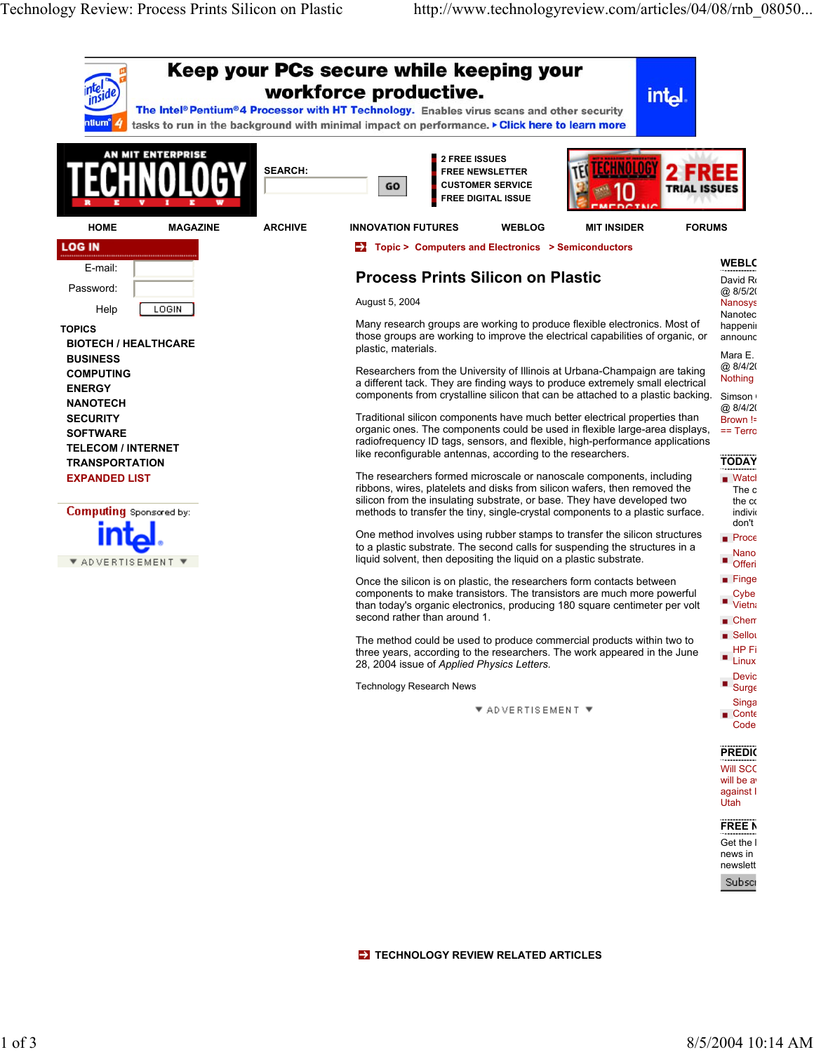Keep your PCs secure while keeping your workforce productive.

The Intel® Pentium® 4 Processor with HT Technology. Enables virus scans and other security tasks to run in the background with minimal impact on performance. ▸ Click here to learn more

SEARCH: GO

2 FREE ISSUES
FREE NEWSLETTER
CUSTOMER SERVICE
FREE DIGITAL ISSUE

HOME | MAGAZINE | ARCHIVE | INNOVATION FUTURES | WEBLOG | MIT INSIDER | FORUMS

LOG IN

E-mail:
Password:
Help LOGIN

TOPICS
- BIOTECH / HEALTHCARE
- BUSINESS
- COMPUTING
- ENERGY
- NANOTECH
- SECURITY
- SOFTWARE
- TELECOM / INTERNET
- TRANSPORTATION
- EXPANDED LIST

Computing Sponsored by: intel

▼ ADVERTISEMENT ▼

Topic > Computers and Electronics > Semiconductors

# Process Prints Silicon on Plastic

August 5, 2004

Many research groups are working to produce flexible electronics. Most of those groups are working to improve the electrical capabilities of organic, or plastic, materials.

Researchers from the University of Illinois at Urbana-Champaign are taking a different tack. They are finding ways to produce extremely small electrical components from crystalline silicon that can be attached to a plastic backing.

Traditional silicon components have much better electrical properties than organic ones. The components could be used in flexible large-area displays, radiofrequency ID tags, sensors, and flexible, high-performance applications like reconfigurable antennas, according to the researchers.

The researchers formed microscale or nanoscale components, including ribbons, wires, platelets and disks from silicon wafers, then removed the silicon from the insulating substrate, or base. They have developed two methods to transfer the tiny, single-crystal components to a plastic surface.

One method involves using rubber stamps to transfer the silicon structures to a plastic substrate. The second calls for suspending the structures in a liquid solvent, then depositing the liquid on a plastic substrate.

Once the silicon is on plastic, the researchers form contacts between components to make transistors. The transistors are much more powerful than today's organic electronics, producing 180 square centimeter per volt second rather than around 1.

The method could be used to produce commercial products within two to three years, according to the researchers. The work appeared in the June 28, 2004 issue of *Applied Physics Letters*.

Technology Research News

▼ ADVERTISEMENT ▼

WEBLO
David R
@ 8/5/2
Nanosys
Nanotec
happeni
announ

Mara E.
@ 8/4/2
Nothing

Simson
@ 8/4/2
Brown !=
== Terro

TODAY
- Watcl The c the cc indivi don't
- Proce
- Nano Offeri
- Finge
- Cybe Vietn
- Chem
- Sellou
- HP Fi Linux
- Devic Surge
- Singa Conte Code

PREDIC
Will SCO will be a against I Utah

FREE N
Get the l news in newslett
Subscr

TECHNOLOGY REVIEW RELATED ARTICLES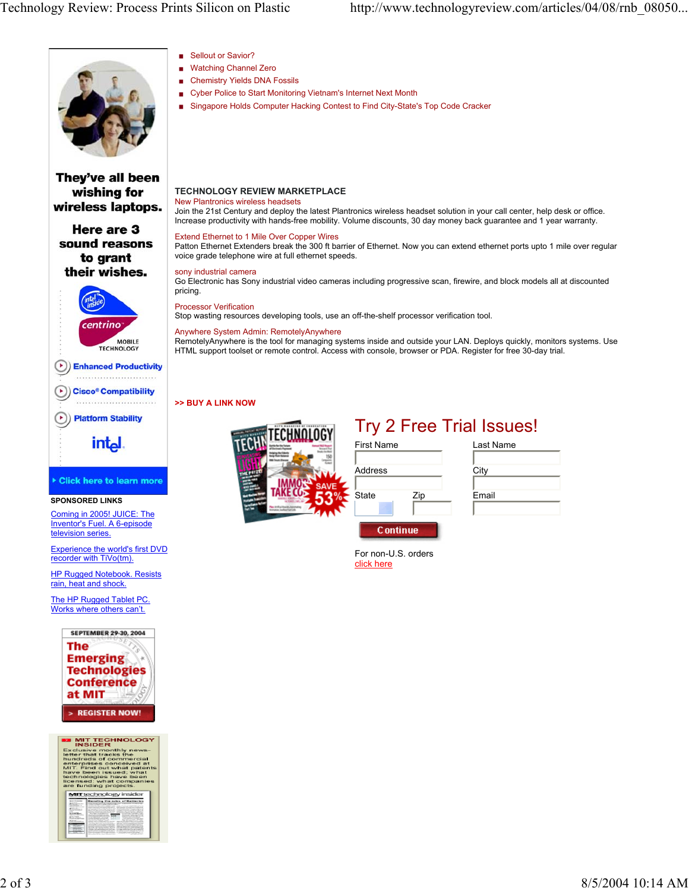- Sellout or Savior?
- Watching Channel Zero
- Chemistry Yields DNA Fossils
- Cyber Police to Start Monitoring Vietnam's Internet Next Month
- Singapore Holds Computer Hacking Contest to Find City-State's Top Code Cracker

They've all been wishing for wireless laptops.

Here are 3 sound reasons to grant their wishes.

intel inside centrino MOBILE TECHNOLOGY

- Enhanced Productivity
- Cisco® Compatibility
- Platform Stability

intel.

Click here to learn more

### TECHNOLOGY REVIEW MARKETPLACE

New Plantronics wireless headsets
Join the 21st Century and deploy the latest Plantronics wireless headset solution in your call center, help desk or office. Increase productivity with hands-free mobility. Volume discounts, 30 day money back guarantee and 1 year warranty.

Extend Ethernet to 1 Mile Over Copper Wires
Patton Ethernet Extenders break the 300 ft barrier of Ethernet. Now you can extend ethernet ports upto 1 mile over regular voice grade telephone wire at full ethernet speeds.

sony industrial camera
Go Electronic has Sony industrial video cameras including progressive scan, firewire, and block models all at discounted pricing.

Processor Verification
Stop wasting resources developing tools, use an off-the-shelf processor verification tool.

Anywhere System Admin: RemotelyAnywhere
RemotelyAnywhere is the tool for managing systems inside and outside your LAN. Deploys quickly, monitors systems. Use HTML support toolset or remote control. Access with console, browser or PDA. Register for free 30-day trial.

>> BUY A LINK NOW

**SPONSORED LINKS**

Coming in 2005! JUICE: The Inventor's Fuel. A 6-episode television series.

Experience the world's first DVD recorder with TiVo(tm).

HP Rugged Notebook. Resists rain, heat and shock.

The HP Rugged Tablet PC. Works where others can't.

## Try 2 Free Trial Issues!

SAVE 53%

First Name
Last Name
Address
City
State
Zip
Email

Continue

For non-U.S. orders
click here

SEPTEMBER 29-30, 2004

The Emerging Technologies Conference at MIT

> REGISTER NOW!

MIT TECHNOLOGY INSIDER

Exclusive monthly newsletter that tracks the hundreds of commercial enterprises conceived at MIT. Find out what patents have been issued; what technologies have been licensed; what companies are funding projects.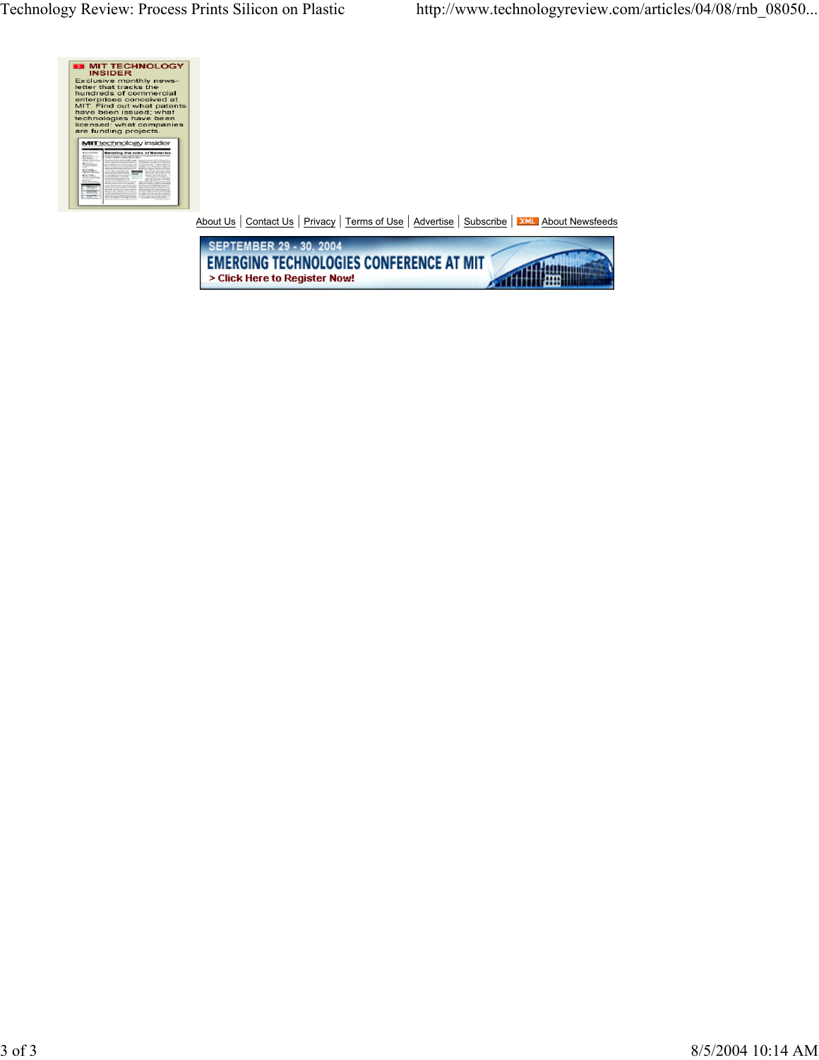MIT TECHNOLOGY INSIDER

Exclusive monthly newsletter that tracks the hundreds of commercial enterprises conceived at MIT. Find out what patents have been issued; what technologies have been licensed; what companies are funding projects.

About Us | Contact Us | Privacy | Terms of Use | Advertise | Subscribe | XML About Newsfeeds

SEPTEMBER 29 - 30, 2004

EMERGING TECHNOLOGIES CONFERENCE AT MIT

> Click Here to Register Now!